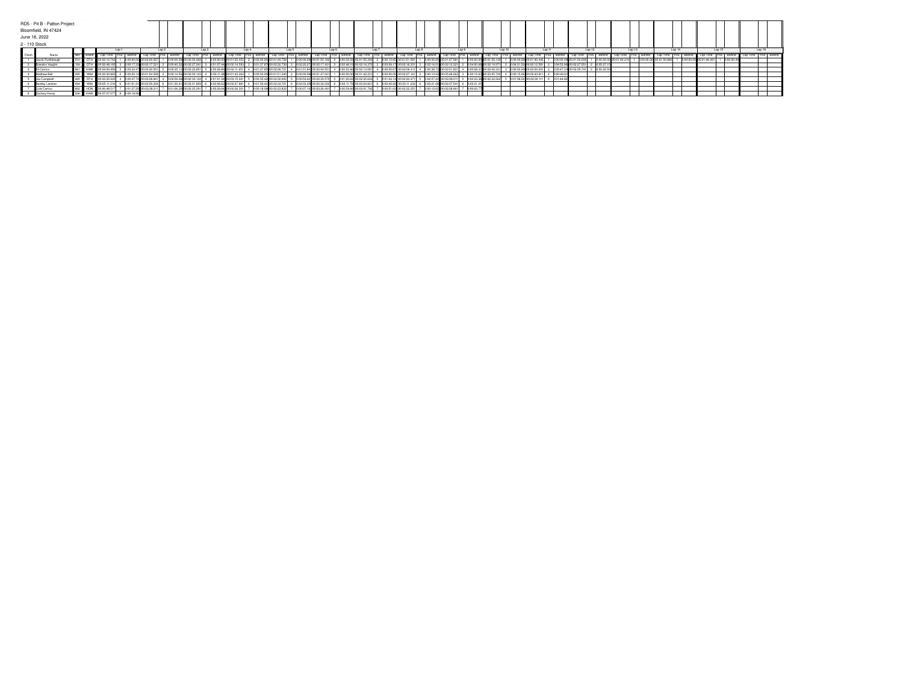# RD5 - Pit B - Patton Project

Bloomfield, IN 47424

June 18, 2022

2 - 110 Stock

| Finish | Name | Nbr | Brand | Lap 1 | | | Lap 2 | | | Lap 3 | | | Lap 4 | | | Lap 5 | | | Lap 6 | | | Lap 7 | | | Lap 8 | | | Lap 9 | | | Lap 10 | | | Lap 11 | | | Lap 12 | | | Lap 13 | | | Lap 14 | | | Lap 15 | | | Lap 16 | | |
|---|---|---|---|---|---|---|---|---|---|---|---|---|---|---|---|---|---|---|---|---|---|---|---|---|---|---|---|---|---|---|---|---|---|---|---|---|---|---|---|---|---|---|---|---|---|---|---|---|---|---|---|
| | | | | Lap Time | Pos. | Behind | Lap Time | Pos. | Behind | Lap Time | Pos. | Behind | Lap Time | Pos. | Behind | Lap Time | Pos. | Behind | Lap Time | Pos. | Behind | Lap Time | Pos. | Behind | Lap Time | Pos. | Behind | Lap Time | Pos. | Behind | Lap Time | Pos. | Behind | Lap Time | Pos. | Behind | Lap Time | Pos. | Behind | Lap Time | Pos. | Behind | Lap Time | Pos. | Behind | Lap Time | Pos. | Behind | Lap Time | Pos. | Behind |
| 1 | Jacob Funkebaugh | 570 | OTH | 00:02:10.742 | 1 | 0:00:00.00 | 00:02:00.857 | 1 | 0:00:00.00 | 00:02:02.428 | 1 | 0:00:00.00 | 00:01:55.453 | 2 | 0:00:06.93 | 00:01:49.768 | 1 | 0:00:00.00 | 00:01:50.163 | 2 | 0:00:02.58 | 00:01:55.309 | 2 | 0:00:15.45 | 00:01:51.581 | 1 | 0:00:00.00 | 00:01:47.581 | 1 | 0:00:00.00 | 00:01:59.129 | 1 | 0:00:00.00 | 00:01:40.443 | 1 | 0:00:00.00 | 00:01:54.059 | 1 | 0:00:00.00 | 00:01:49.214 | 1 | 0:00:00.00 | 00:01:50.888 | 1 | 0:00:00.00 | 00:01:46.491 | 1 | 0:00:00.00 | | | |
| 2 | Brandon Vaughn | 124 | OTH | 00:02:48.195 | 3 | 0:00:17.32 | 00:02:17.521 | 3 | 0:00:46.32 | 00:02:37.241 | 3 | 0:01:07.44 | 00:02:14.563 | 3 | 0:01:27.87 | 00:02:32.739 | 3 | 0:02:25.27 | 00:03:17.431 | 3 | 0:02:46.10 | 00:02:14.270 | 3 | 0:03:09.17 | 00:02:18.351 | 3 | 0:02:16.01 | 00:02:12.321 | 3 | 0:04:00.66 | 00:02:19.971 | 2 | 0:04:21.53 | 00:02:12.561 | 2 | 0:04:53.86 | 00:02:27.551 | 2 | 0:05:27.15 | | | | | | | | | | | | |
| 3 | Eli Carrico | 861 | KAW | 00:04:09.406 | 5 | 0:00:33.47 | 00:02:20.501 | 5 | 0:00:25.13 | 00:02:23.851 | 5 | 0:00:28.86 | 00:02:11.651 | 4 | 0:01:27.69 | 00:02:06.721 | 4 | 0:01:01.84 | 00:02:05.551 | 4 | 0:00:53.96 | 00:02:13.061 | 4 | 0:00:50.67 | 00:02:06.411 | 4 | 0:00:38.73 | 00:02:01.831 | 4 | 0:00:08.31 | 00:02:42.331 | 3 | 0:06:50.49 | 00:02:09.291 | 3 | 0:00:47.34 | 00:02:05.741 | 3 | 0:00:25.50 | | | | | | | | | | | | |
| 4 | Matthew Bell | 695 | YAM | 00:02:30.865 | 2 | 0:00:20.12 | 00:01:54.528 | 2 | 0:00:14.59 | 00:02:06.123 | 2 | 0:00:11.38 | 00:01:43.262 | 1 | 0:00:00.00 | 00:01:51.240 | 2 | 0:00:05.58 | 00:01:47.021 | 1 | 0:00:00.00 | 00:01:42.231 | 1 | 0:00:00.00 | 00:02:27.161 | 2 | 0:00:15.92 | 00:05:48.263 | 3 | 0:01:15.93 | 00:03:05.732 | 4 | 0:06:15.03 | 00:02:43.811 | 4 | 0:00:49.61 | | | | | | | | | | | | | | | |
| 5 | Jax Campbell | 425 | OTH | 00:03:35.928 | 4 | 0:00:47.74 | 00:02:28.841 | 4 | 0:00:50.69 | 00:02:26.122 | 4 | 0:01:01.04 | 00:02:15.931 | 5 | 0:00:25.43 | 00:02:30.952 | 5 | 0:00:59.60 | 00:02:30.576 | 5 | 0:01:20.62 | 00:02:35.603 | 5 | 0:01:43.14 | 00:02:30.471 | 5 | 0:02:07.20 | 00:02:28.011 | 5 | 0:02:33.36 | 00:02:22.562 | 5 | 0:01:58.53 | 00:02:36.111 | 5 | 0:01:44.60 | | | | | | | | | | | | | | | |
| 6 | Bentley Leistner | 694 | YAM | 00:05:11.316 | 6 | 0:01:01.91 | 00:02:59.204 | 6 | 0:01:30.61 | 00:03:01.859 | 6 | 0:02:00.62 | 00:02:27.881 | 6 | 0:01:59.43 | 00:02:34.721 | 6 | 0:02:03.25 | 00:02:35.023 | 6 | 0:03:11.70 | 00:03:04.821 | 6 | 0:02:40.92 | 00:03:11.232 | 6 | 0:02:21.68 | 00:02:37.541 | 6 | 0:03:31.31 | | | | | | | | | | | | | | | | | | | | | |
| 7 | Cole Carrico | 862 | HON | 00:06:48.517 | 7 | 0:01:37.20 | 00:02:28.211 | 7 | 0:01:06.29 | 00:02:25.291 | 7 | 0:02:29.64 | 00:02:26.331 | 7 | 0:06:18.59 | 00:02:23.832 | 7 | 0:00:07.19 | 00:03:26.491 | 7 | 0:00:54.56 | 00:03:01.792 | 7 | 0:00:51.02 | 00:02:32.251 | 7 | 0:00:13.65 | 00:02:28.661 | 7 | 0:00:03.77 | | | | | | | | | | | | | | | | | | | | | |
| 8 | Zachary Kemp | 036 | KAW | 00:07:07.077 | 8 | 0:00:18.56 | | | | | | | | | | | | | | | | | | | | | | | | | | | | | | | | | | | | | | | | | | | | |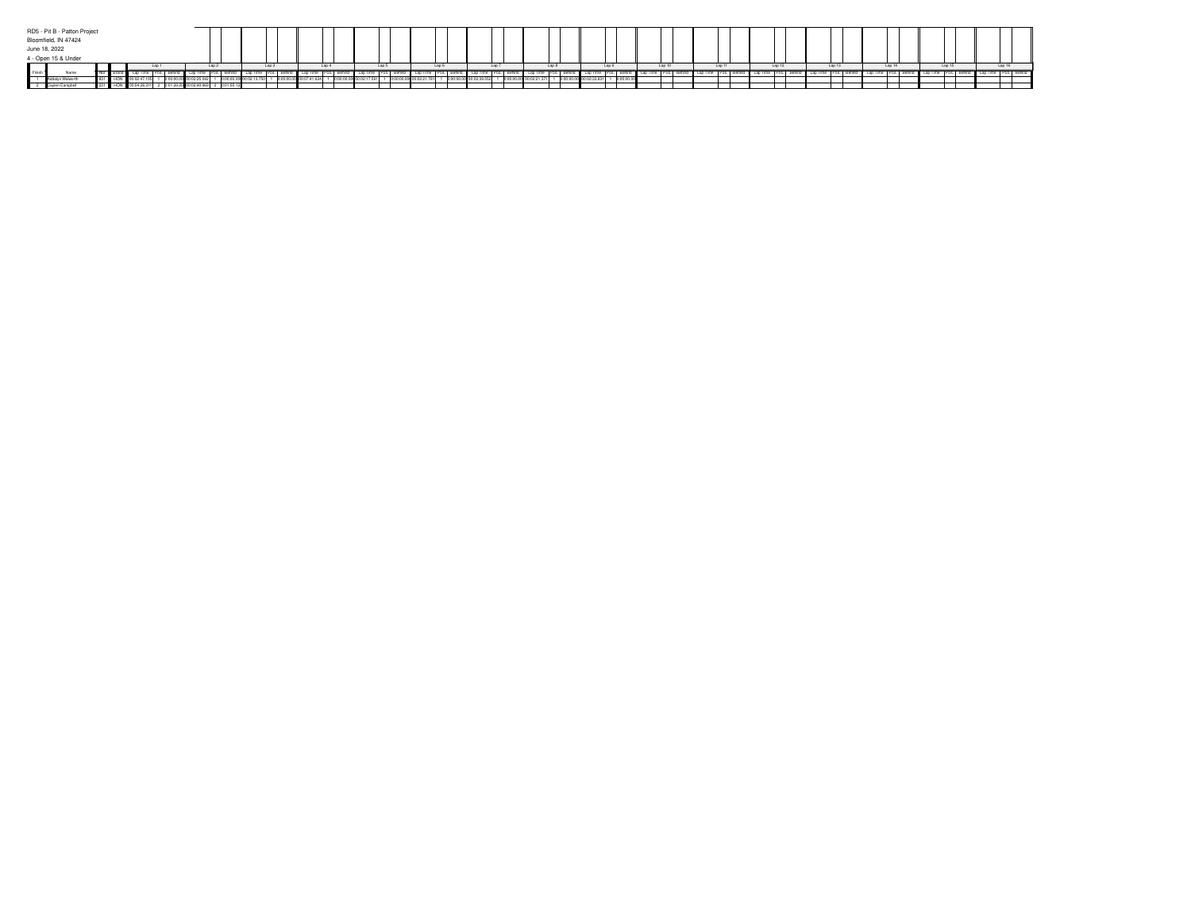RD5 - Pit B - Patton Project

Bloomfield, IN 47424

June 18, 2022

4 - Open 15 & Under

| Finish | Name | Nbr | Brand | Lap 1 | | | Lap 2 | | | Lap 3 | | | Lap 4 | | | Lap 5 | | | Lap 6 | | | Lap 7 | | | Lap 8 | | | Lap 9 | | | Lap 10 | | | Lap 11 | | | Lap 12 | | | Lap 13 | | | Lap 14 | | | Lap 15 | | | Lap 16 | | |
|---|---|---|---|---|---|---|---|---|---|---|---|---|---|---|---|---|---|---|---|---|---|---|---|---|---|---|---|---|---|---|---|---|---|---|---|---|---|---|---|---|---|---|---|---|---|---|---|---|---|---|---|
| | | | | Lap Time | Pos. | Behind | Lap Time | Pos. | Behind | Lap Time | Pos. | Behind | Lap Time | Pos. | Behind | Lap Time | Pos. | Behind | Lap Time | Pos. | Behind | Lap Time | Pos. | Behind | Lap Time | Pos. | Behind | Lap Time | Pos. | Behind | Lap Time | Pos. | Behind | Lap Time | Pos. | Behind | Lap Time | Pos. | Behind | Lap Time | Pos. | Behind | Lap Time | Pos. | Behind | Lap Time | Pos. | Behind | Lap Time | Pos. | Behind |
| 1 | Kaidayn Walworth | 831 | HON | 00:02:47.105 | 1 | 0:00:00.00 | 00:02:25.842 | 1 | 0:00:00.00 | 00:02:13.750 | 1 | 0:00:00.00 | 00:07:41.634 | 1 | 0:00:00.00 | 00:02:17.591 | 1 | 0:00:00.00 | 00:02:21.781 | 1 | 0:00:00.00 | 00:02:29.553 | 1 | 0:00:00.00 | 00:02:21.271 | 1 | 0:00:00.00 | 00:02:33.831 | 1 | 0:00:00.00 | | | | | | | | | | | | | | | | | | | | | | | | |
| 2 | Cayden Campbell | 221 | HON | 00:04:26.311 | 2 | 0:01:39.20 | 00:02:46.869 | 2 | 0:01:55.12 | | | | | | | | | | | | | | | | | | | | | | | | | | | | | | | | | | | | | | | | | | |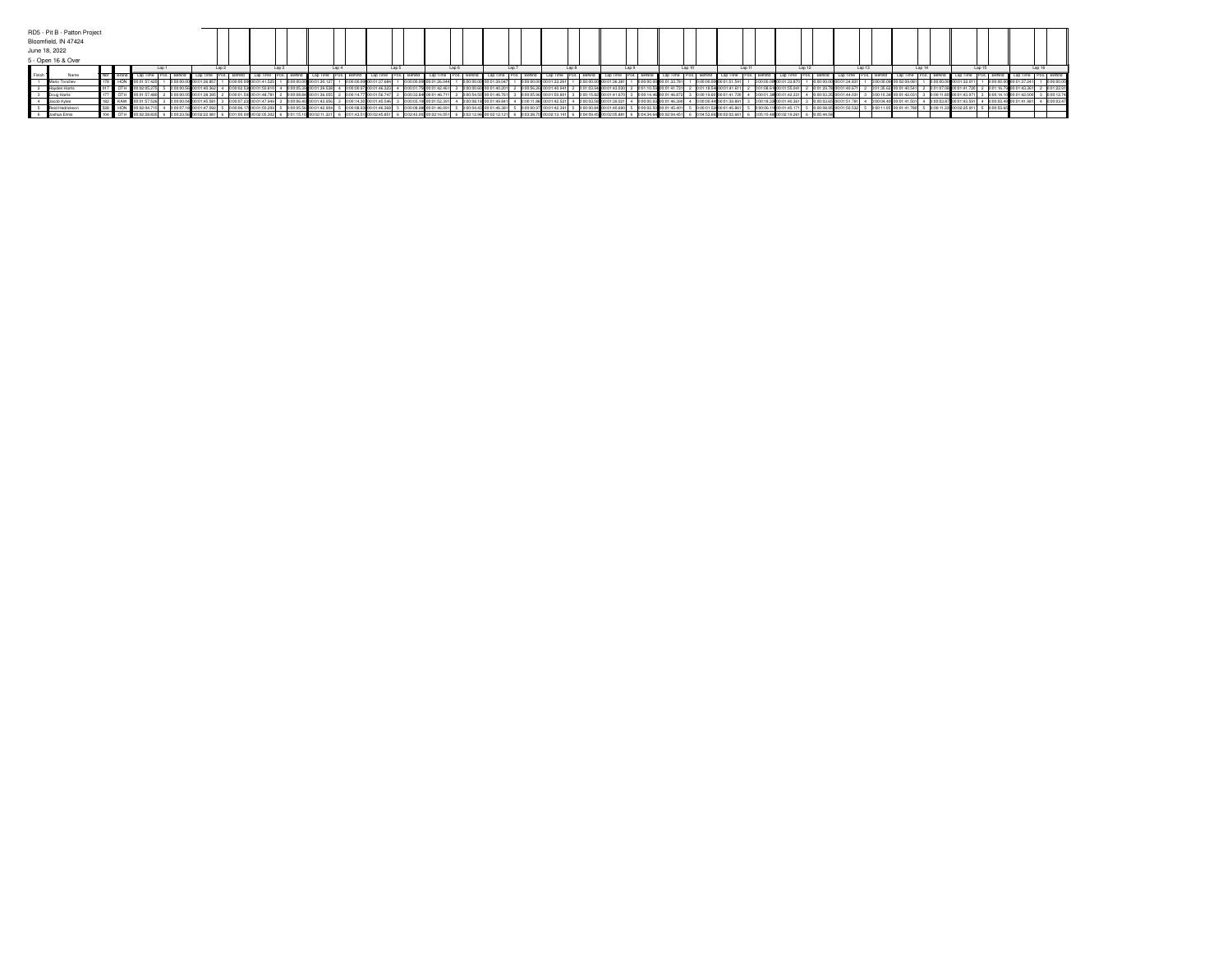RD5 - Pit B - Patton Project

Bloomfield, IN 47424

June 18, 2022

5 - Open 16 & Over

| Finish | Name | No. | Brand |
|---|---|---|---|
| 1 | Mario Tonchev | 176 | HON |
| 2 | Hayden Harris | 511 | OTH |
| 3 | Doug Harris | 177 | OTH |
| 4 | Jacob Kyles | 182 | KAW |
| 5 | Reid Hedrickson | 520 | HON |
| 6 | Joshua Ennis | 104 | OTH |